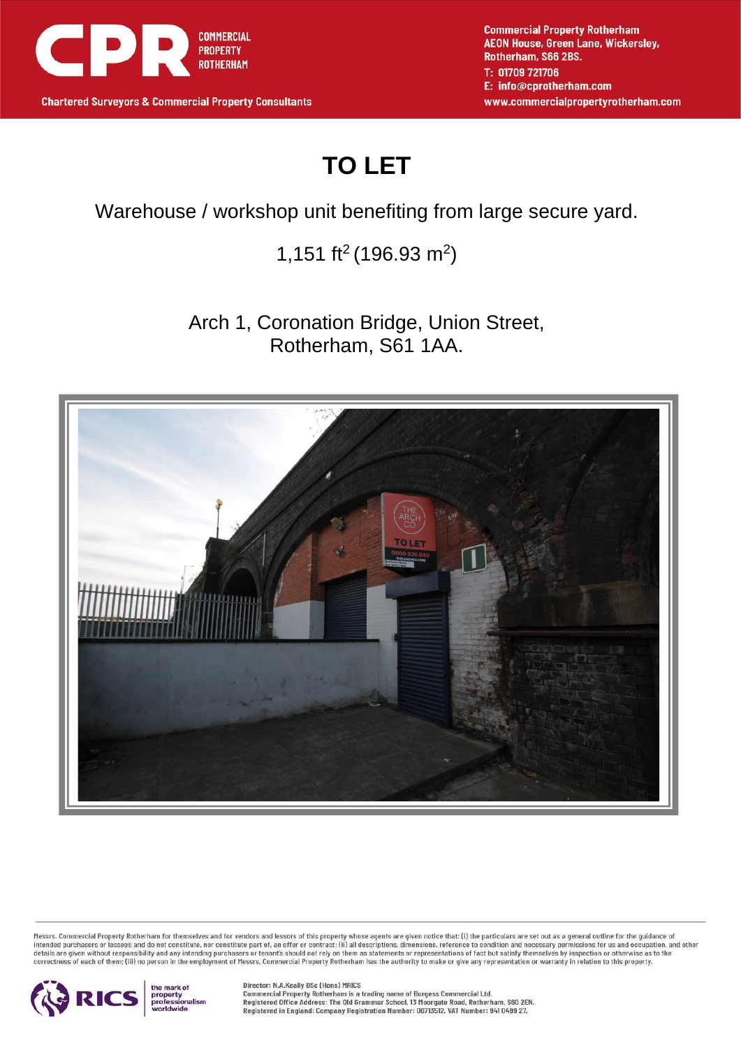CPR COMMERCIAL PROPERTY ROTHERHAM

Chartered Surveyors & Commercial Property Consultants

Commercial Property Rotherham
AEON House, Green Lane, Wickersley,
Rotherham, S66 2BS.
T: 01709 721706
E: info@cprotherham.com
www.commercialpropertyrotherham.com

# TO LET

Warehouse / workshop unit benefiting from large secure yard.

1,151 ft$^2$ (196.93 m$^2$)

Arch 1, Coronation Bridge, Union Street,
Rotherham, S61 1AA.

Messrs. Commercial Property Rotherham for themselves and for vendors and lessors of this property whose agents are given notice that: (i) the particulars are set out as a general outline for the guidance of intended purchasers or lessees and do not constitute, nor constitute part of, an offer or contract; (ii) all descriptions, dimensions, reference to condition and necessary permissions for us and occupation, and other details are given without responsibility and any intending purchasers or tenant's should not rely on them as statements or representations of fact but satisfy themselves by inspection or otherwise as to the correctness of each of them; (iii) no person in the employment of Messrs. Commercial Property Rotherham has the authority to make or give any representation or warranty in relation to this property.

RICS the mark of property professionalism worldwide

Director: N.A.Keally BSc (Hons) MRICS
Commercial Property Rotherham is a trading name of Burgess Commercial Ltd.
Registered Office Address: The Old Grammar School, 13 Moorgate Road, Rotherham, S60 2EN.
Registered in England: Company Registration Number: 06713512. VAT Number: 941 0499 27.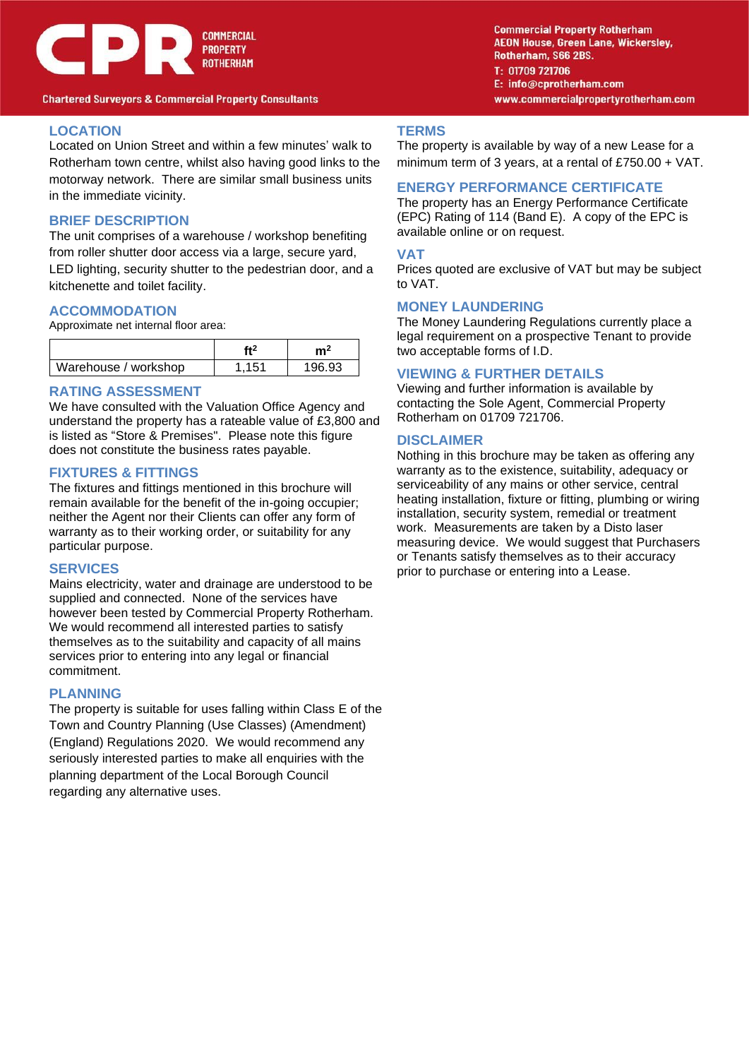## LOCATION

Located on Union Street and within a few minutes' walk to Rotherham town centre, whilst also having good links to the motorway network. There are similar small business units in the immediate vicinity.

## BRIEF DESCRIPTION

The unit comprises of a warehouse / workshop benefiting from roller shutter door access via a large, secure yard, LED lighting, security shutter to the pedestrian door, and a kitchenette and toilet facility.

## ACCOMMODATION

Approximate net internal floor area:

| | $ft^2$ | $m^2$ |
|---|---|---|
| Warehouse / workshop | 1,151 | 196.93 |

## RATING ASSESSMENT

We have consulted with the Valuation Office Agency and understand the property has a rateable value of £3,800 and is listed as "Store & Premises". Please note this figure does not constitute the business rates payable.

## FIXTURES & FITTINGS

The fixtures and fittings mentioned in this brochure will remain available for the benefit of the in-going occupier; neither the Agent nor their Clients can offer any form of warranty as to their working order, or suitability for any particular purpose.

## SERVICES

Mains electricity, water and drainage are understood to be supplied and connected. None of the services have however been tested by Commercial Property Rotherham. We would recommend all interested parties to satisfy themselves as to the suitability and capacity of all mains services prior to entering into any legal or financial commitment.

## PLANNING

The property is suitable for uses falling within Class E of the Town and Country Planning (Use Classes) (Amendment) (England) Regulations 2020. We would recommend any seriously interested parties to make all enquiries with the planning department of the Local Borough Council regarding any alternative uses.

## TERMS

The property is available by way of a new Lease for a minimum term of 3 years, at a rental of £750.00 + VAT.

## ENERGY PERFORMANCE CERTIFICATE

The property has an Energy Performance Certificate (EPC) Rating of 114 (Band E). A copy of the EPC is available online or on request.

## VAT

Prices quoted are exclusive of VAT but may be subject to VAT.

## MONEY LAUNDERING

The Money Laundering Regulations currently place a legal requirement on a prospective Tenant to provide two acceptable forms of I.D.

## VIEWING & FURTHER DETAILS

Viewing and further information is available by contacting the Sole Agent, Commercial Property Rotherham on 01709 721706.

## DISCLAIMER

Nothing in this brochure may be taken as offering any warranty as to the existence, suitability, adequacy or serviceability of any mains or other service, central heating installation, fixture or fitting, plumbing or wiring installation, security system, remedial or treatment work. Measurements are taken by a Disto laser measuring device. We would suggest that Purchasers or Tenants satisfy themselves as to their accuracy prior to purchase or entering into a Lease.